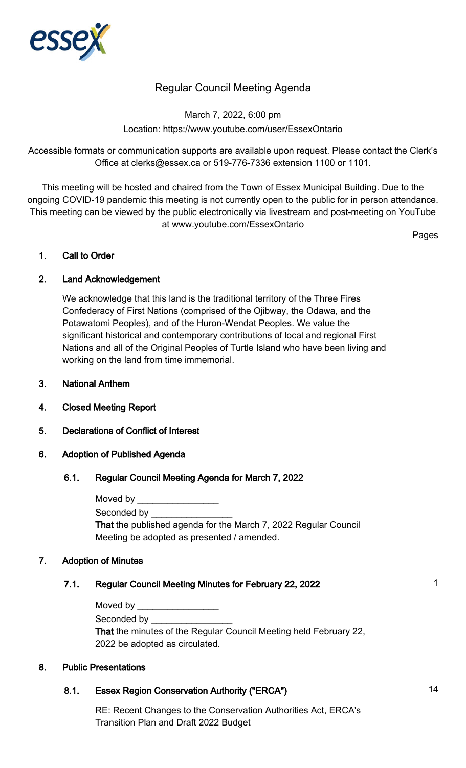# Regular Council Meeting Agenda

March 7, 2022, 6:00 pm

Location: https://www.youtube.com/user/EssexOntario

Accessible formats or communication supports are available upon request. Please contact the Clerk's Office at clerks@essex.ca or 519-776-7336 extension 1100 or 1101.

This meeting will be hosted and chaired from the Town of Essex Municipal Building. Due to the ongoing COVID-19 pandemic this meeting is not currently open to the public for in person attendance. This meeting can be viewed by the public electronically via livestream and post-meeting on YouTube at www.youtube.com/EssexOntario

Pages

## 1. Call to Order

## 2. Land Acknowledgement

We acknowledge that this land is the traditional territory of the Three Fires Confederacy of First Nations (comprised of the Ojibway, the Odawa, and the Potawatomi Peoples), and of the Huron-Wendat Peoples. We value the significant historical and contemporary contributions of local and regional First Nations and all of the Original Peoples of Turtle Island who have been living and working on the land from time immemorial.

## 3. National Anthem

## 4. Closed Meeting Report

## 5. Declarations of Conflict of Interest

## 6. Adoption of Published Agenda

### 6.1. Regular Council Meeting Agenda for March 7, 2022

Moved by ________________

Seconded by ________________

**That** the published agenda for the March 7, 2022 Regular Council Meeting be adopted as presented / amended.

## 7. Adoption of Minutes

### 7.1. Regular Council Meeting Minutes for February 22, 2022 — 1

Moved by ________________

Seconded by ________________

**That** the minutes of the Regular Council Meeting held February 22, 2022 be adopted as circulated.

## 8. Public Presentations

### 8.1. Essex Region Conservation Authority ("ERCA") — 14

RE: Recent Changes to the Conservation Authorities Act, ERCA's Transition Plan and Draft 2022 Budget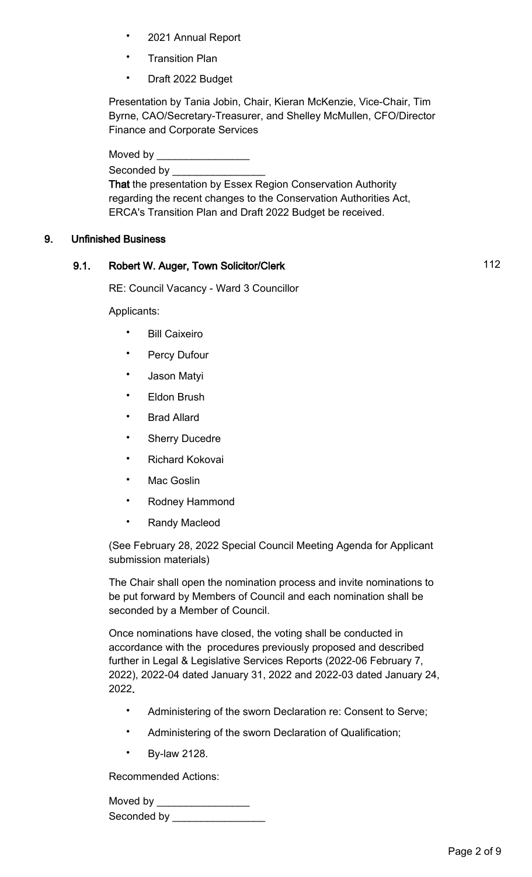- 2021 Annual Report
- Transition Plan
- Draft 2022 Budget

Presentation by Tania Jobin, Chair, Kieran McKenzie, Vice-Chair, Tim Byrne, CAO/Secretary-Treasurer, and Shelley McMullen, CFO/Director Finance and Corporate Services

Moved by ________________

Seconded by ________________

**That** the presentation by Essex Region Conservation Authority regarding the recent changes to the Conservation Authorities Act, ERCA's Transition Plan and Draft 2022 Budget be received.

## 9. Unfinished Business

### 9.1. Robert W. Auger, Town Solicitor/Clerk — 112

RE: Council Vacancy - Ward 3 Councillor

Applicants:

- Bill Caixeiro
- Percy Dufour
- Jason Matyi
- Eldon Brush
- Brad Allard
- Sherry Ducedre
- Richard Kokovai
- Mac Goslin
- Rodney Hammond
- Randy Macleod

(See February 28, 2022 Special Council Meeting Agenda for Applicant submission materials)

The Chair shall open the nomination process and invite nominations to be put forward by Members of Council and each nomination shall be seconded by a Member of Council.

Once nominations have closed, the voting shall be conducted in accordance with the procedures previously proposed and described further in Legal & Legislative Services Reports (2022-06 February 7, 2022), 2022-04 dated January 31, 2022 and 2022-03 dated January 24, 2022.

- Administering of the sworn Declaration re: Consent to Serve;
- Administering of the sworn Declaration of Qualification;
- By-law 2128.

Recommended Actions:

Moved by ________________

Seconded by ________________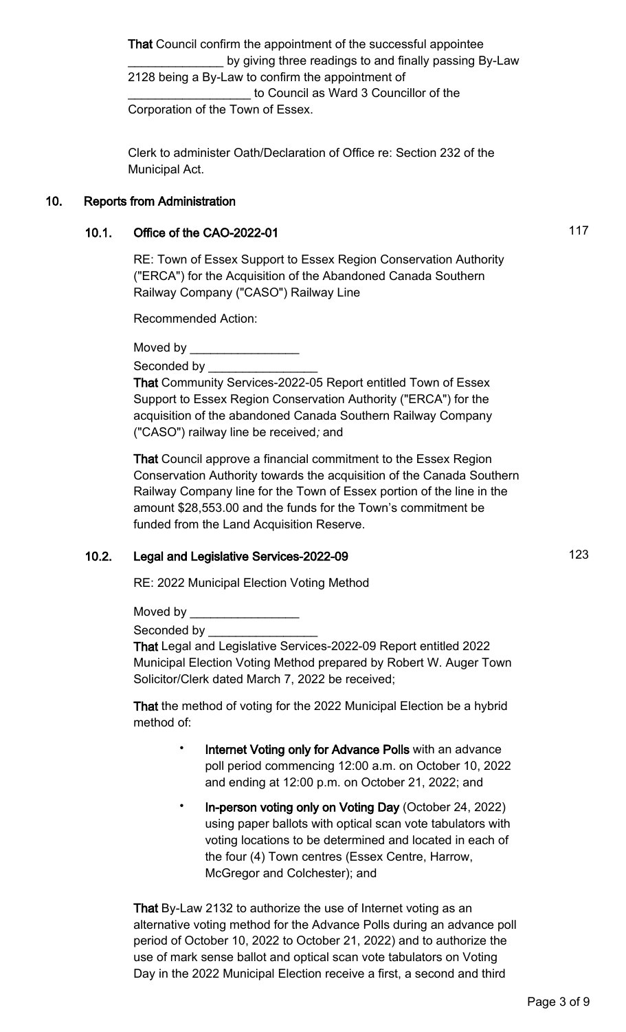**That** Council confirm the appointment of the successful appointee ______________ by giving three readings to and finally passing By-Law 2128 being a By-Law to confirm the appointment of __________________ to Council as Ward 3 Councillor of the Corporation of the Town of Essex.

Clerk to administer Oath/Declaration of Office re: Section 232 of the Municipal Act.

## 10. Reports from Administration

### 10.1. Office of the CAO-2022-01 — 117

RE: Town of Essex Support to Essex Region Conservation Authority ("ERCA") for the Acquisition of the Abandoned Canada Southern Railway Company ("CASO") Railway Line

Recommended Action:

Moved by ________________

Seconded by ________________

**That** Community Services-2022-05 Report entitled Town of Essex Support to Essex Region Conservation Authority ("ERCA") for the acquisition of the abandoned Canada Southern Railway Company ("CASO") railway line be received*;* and

**That** Council approve a financial commitment to the Essex Region Conservation Authority towards the acquisition of the Canada Southern Railway Company line for the Town of Essex portion of the line in the amount $28,553.00 and the funds for the Town's commitment be funded from the Land Acquisition Reserve.

### 10.2. Legal and Legislative Services-2022-09 — 123

RE: 2022 Municipal Election Voting Method

Moved by ________________

Seconded by ________________

**That** Legal and Legislative Services-2022-09 Report entitled 2022 Municipal Election Voting Method prepared by Robert W. Auger Town Solicitor/Clerk dated March 7, 2022 be received;

**That** the method of voting for the 2022 Municipal Election be a hybrid method of:

- **Internet Voting only for Advance Polls** with an advance poll period commencing 12:00 a.m. on October 10, 2022 and ending at 12:00 p.m. on October 21, 2022; and
- **In-person voting only on Voting Day** (October 24, 2022) using paper ballots with optical scan vote tabulators with voting locations to be determined and located in each of the four (4) Town centres (Essex Centre, Harrow, McGregor and Colchester); and

**That** By-Law 2132 to authorize the use of Internet voting as an alternative voting method for the Advance Polls during an advance poll period of October 10, 2022 to October 21, 2022) and to authorize the use of mark sense ballot and optical scan vote tabulators on Voting Day in the 2022 Municipal Election receive a first, a second and third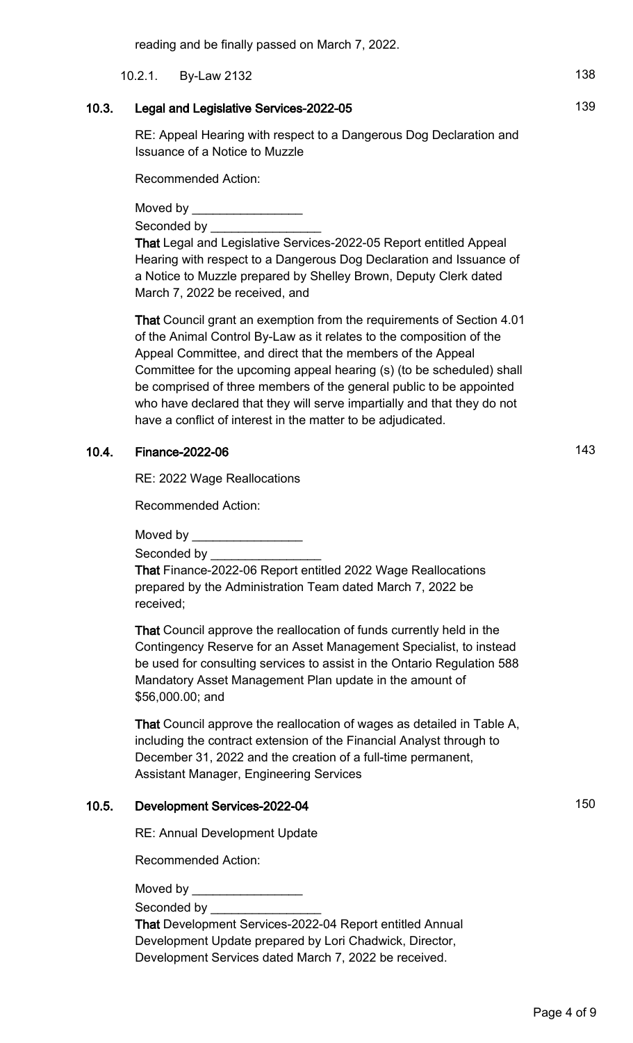reading and be finally passed on March 7, 2022.

10.2.1. By-Law 2132 — 138

### 10.3. Legal and Legislative Services-2022-05 — 139

RE: Appeal Hearing with respect to a Dangerous Dog Declaration and Issuance of a Notice to Muzzle

Recommended Action:

Moved by ________________
Seconded by ________________

**That** Legal and Legislative Services-2022-05 Report entitled Appeal Hearing with respect to a Dangerous Dog Declaration and Issuance of a Notice to Muzzle prepared by Shelley Brown, Deputy Clerk dated March 7, 2022 be received, and

**That** Council grant an exemption from the requirements of Section 4.01 of the Animal Control By-Law as it relates to the composition of the Appeal Committee, and direct that the members of the Appeal Committee for the upcoming appeal hearing (s) (to be scheduled) shall be comprised of three members of the general public to be appointed who have declared that they will serve impartially and that they do not have a conflict of interest in the matter to be adjudicated.

### 10.4. Finance-2022-06 — 143

RE: 2022 Wage Reallocations

Recommended Action:

Moved by ________________
Seconded by ________________

**That** Finance-2022-06 Report entitled 2022 Wage Reallocations prepared by the Administration Team dated March 7, 2022 be received;

**That** Council approve the reallocation of funds currently held in the Contingency Reserve for an Asset Management Specialist, to instead be used for consulting services to assist in the Ontario Regulation 588 Mandatory Asset Management Plan update in the amount of $56,000.00; and

**That** Council approve the reallocation of wages as detailed in Table A, including the contract extension of the Financial Analyst through to December 31, 2022 and the creation of a full-time permanent, Assistant Manager, Engineering Services

### 10.5. Development Services-2022-04 — 150

RE: Annual Development Update

Recommended Action:

Moved by ________________
Seconded by ________________

**That** Development Services-2022-04 Report entitled Annual Development Update prepared by Lori Chadwick, Director, Development Services dated March 7, 2022 be received.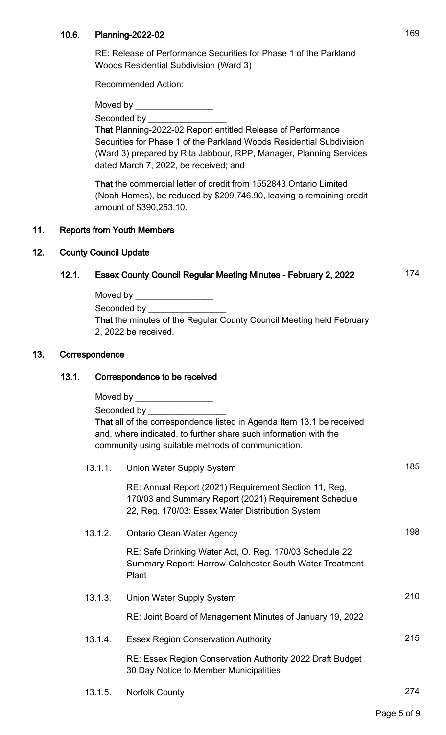### 10.6. Planning-2022-02 169

RE: Release of Performance Securities for Phase 1 of the Parkland Woods Residential Subdivision (Ward 3)

Recommended Action:

Moved by ________________

Seconded by ________________

**That** Planning-2022-02 Report entitled Release of Performance Securities for Phase 1 of the Parkland Woods Residential Subdivision (Ward 3) prepared by Rita Jabbour, RPP, Manager, Planning Services dated March 7, 2022, be received; and

**That** the commercial letter of credit from 1552843 Ontario Limited (Noah Homes), be reduced by $209,746.90, leaving a remaining credit amount of $390,253.10.

## 11. Reports from Youth Members

## 12. County Council Update

### 12.1. Essex County Council Regular Meeting Minutes - February 2, 2022 174

Moved by ________________

Seconded by ________________

**That** the minutes of the Regular County Council Meeting held February 2, 2022 be received.

## 13. Correspondence

### 13.1. Correspondence to be received

Moved by ________________

Seconded by ________________

**That** all of the correspondence listed in Agenda Item 13.1 be received and, where indicated, to further share such information with the community using suitable methods of communication.

13.1.1. Union Water Supply System 185

RE: Annual Report (2021) Requirement Section 11, Reg. 170/03 and Summary Report (2021) Requirement Schedule 22, Reg. 170/03: Essex Water Distribution System

13.1.2. Ontario Clean Water Agency 198

RE: Safe Drinking Water Act, O. Reg. 170/03 Schedule 22 Summary Report: Harrow-Colchester South Water Treatment Plant

13.1.3. Union Water Supply System 210

RE: Joint Board of Management Minutes of January 19, 2022

13.1.4. Essex Region Conservation Authority 215

RE: Essex Region Conservation Authority 2022 Draft Budget 30 Day Notice to Member Municipalities

13.1.5. Norfolk County 274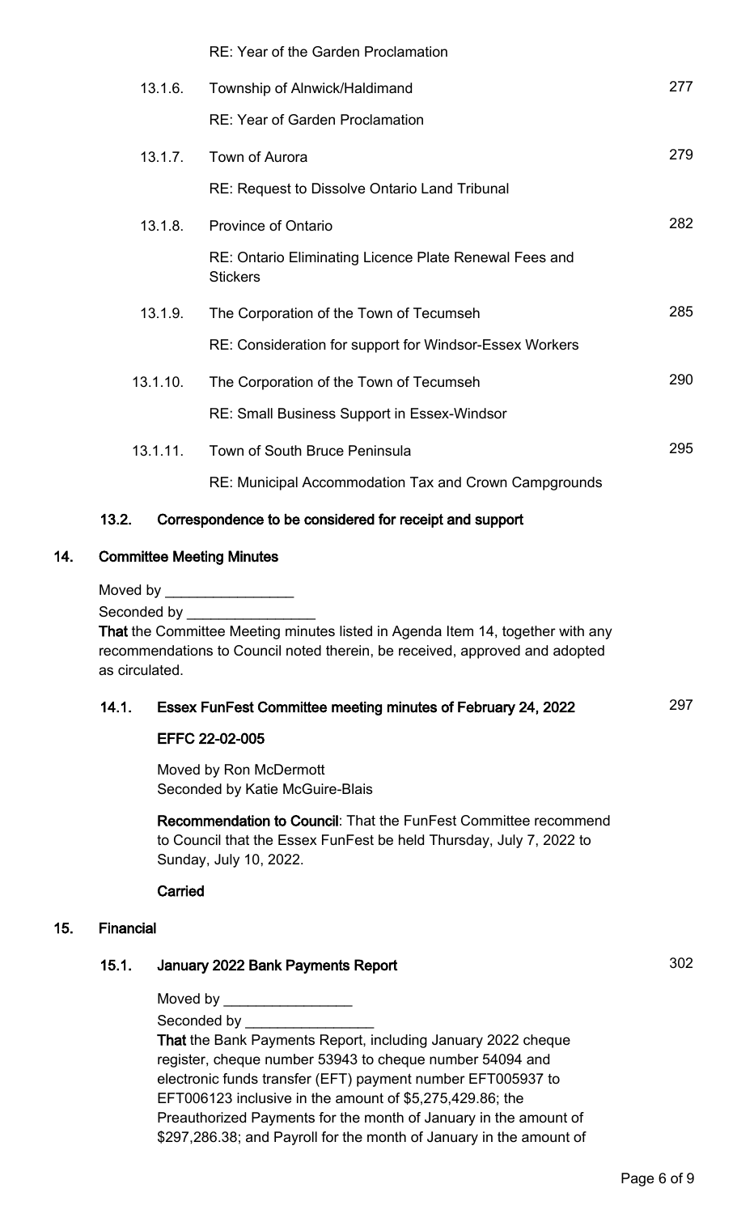RE: Year of the Garden Proclamation

13.1.6. Township of Alnwick/Haldimand — 277

RE: Year of Garden Proclamation

13.1.7. Town of Aurora — 279

RE: Request to Dissolve Ontario Land Tribunal

13.1.8. Province of Ontario — 282

RE: Ontario Eliminating Licence Plate Renewal Fees and Stickers

13.1.9. The Corporation of the Town of Tecumseh — 285

RE: Consideration for support for Windsor-Essex Workers

13.1.10. The Corporation of the Town of Tecumseh — 290

RE: Small Business Support in Essex-Windsor

13.1.11. Town of South Bruce Peninsula — 295

RE: Municipal Accommodation Tax and Crown Campgrounds

### 13.2. Correspondence to be considered for receipt and support

## 14. Committee Meeting Minutes

Moved by ________________

Seconded by ________________

**That** the Committee Meeting minutes listed in Agenda Item 14, together with any recommendations to Council noted therein, be received, approved and adopted as circulated.

### 14.1. Essex FunFest Committee meeting minutes of February 24, 2022 — 297

**EFFC 22-02-005**

Moved by Ron McDermott
Seconded by Katie McGuire-Blais

**Recommendation to Council**: That the FunFest Committee recommend to Council that the Essex FunFest be held Thursday, July 7, 2022 to Sunday, July 10, 2022.

**Carried**

## 15. Financial

### 15.1. January 2022 Bank Payments Report — 302

Moved by ________________

Seconded by ________________

**That** the Bank Payments Report, including January 2022 cheque register, cheque number 53943 to cheque number 54094 and electronic funds transfer (EFT) payment number EFT005937 to EFT006123 inclusive in the amount of $5,275,429.86; the Preauthorized Payments for the month of January in the amount of $297,286.38; and Payroll for the month of January in the amount of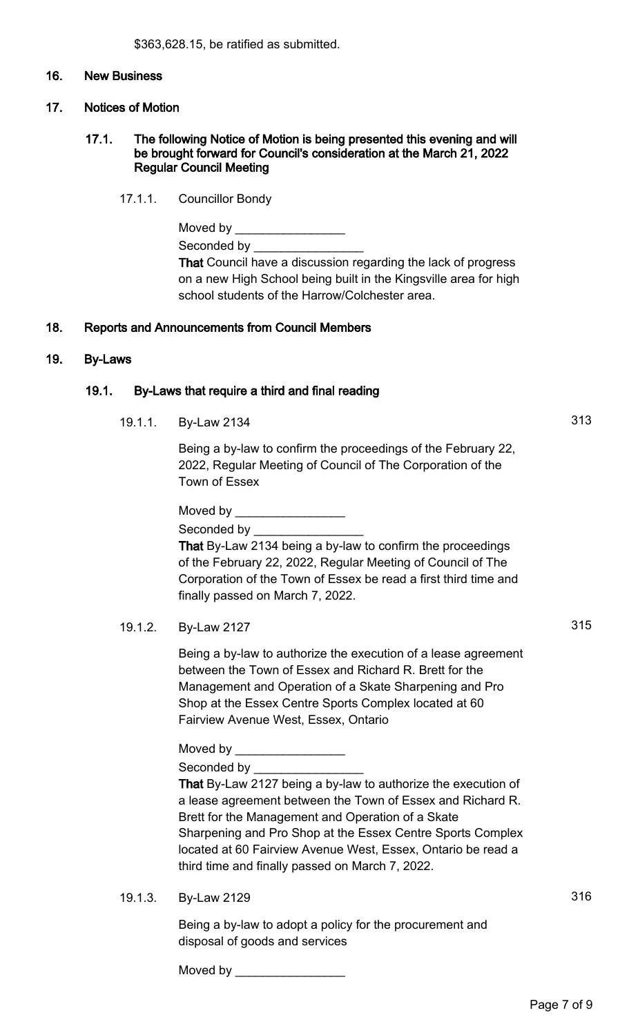$363,628.15, be ratified as submitted.

## 16. New Business

## 17. Notices of Motion

### 17.1. The following Notice of Motion is being presented this evening and will be brought forward for Council's consideration at the March 21, 2022 Regular Council Meeting

17.1.1. Councillor Bondy

Moved by ________________

Seconded by ________________

**That** Council have a discussion regarding the lack of progress on a new High School being built in the Kingsville area for high school students of the Harrow/Colchester area.

## 18. Reports and Announcements from Council Members

## 19. By-Laws

### 19.1. By-Laws that require a third and final reading

19.1.1. By-Law 2134 — 313

Being a by-law to confirm the proceedings of the February 22, 2022, Regular Meeting of Council of The Corporation of the Town of Essex

Moved by ________________

Seconded by ________________

**That** By-Law 2134 being a by-law to confirm the proceedings of the February 22, 2022, Regular Meeting of Council of The Corporation of the Town of Essex be read a first third time and finally passed on March 7, 2022.

19.1.2. By-Law 2127 — 315

Being a by-law to authorize the execution of a lease agreement between the Town of Essex and Richard R. Brett for the Management and Operation of a Skate Sharpening and Pro Shop at the Essex Centre Sports Complex located at 60 Fairview Avenue West, Essex, Ontario

Moved by ________________

Seconded by ________________

**That** By-Law 2127 being a by-law to authorize the execution of a lease agreement between the Town of Essex and Richard R. Brett for the Management and Operation of a Skate Sharpening and Pro Shop at the Essex Centre Sports Complex located at 60 Fairview Avenue West, Essex, Ontario be read a third time and finally passed on March 7, 2022.

19.1.3. By-Law 2129 — 316

Being a by-law to adopt a policy for the procurement and disposal of goods and services

Moved by ________________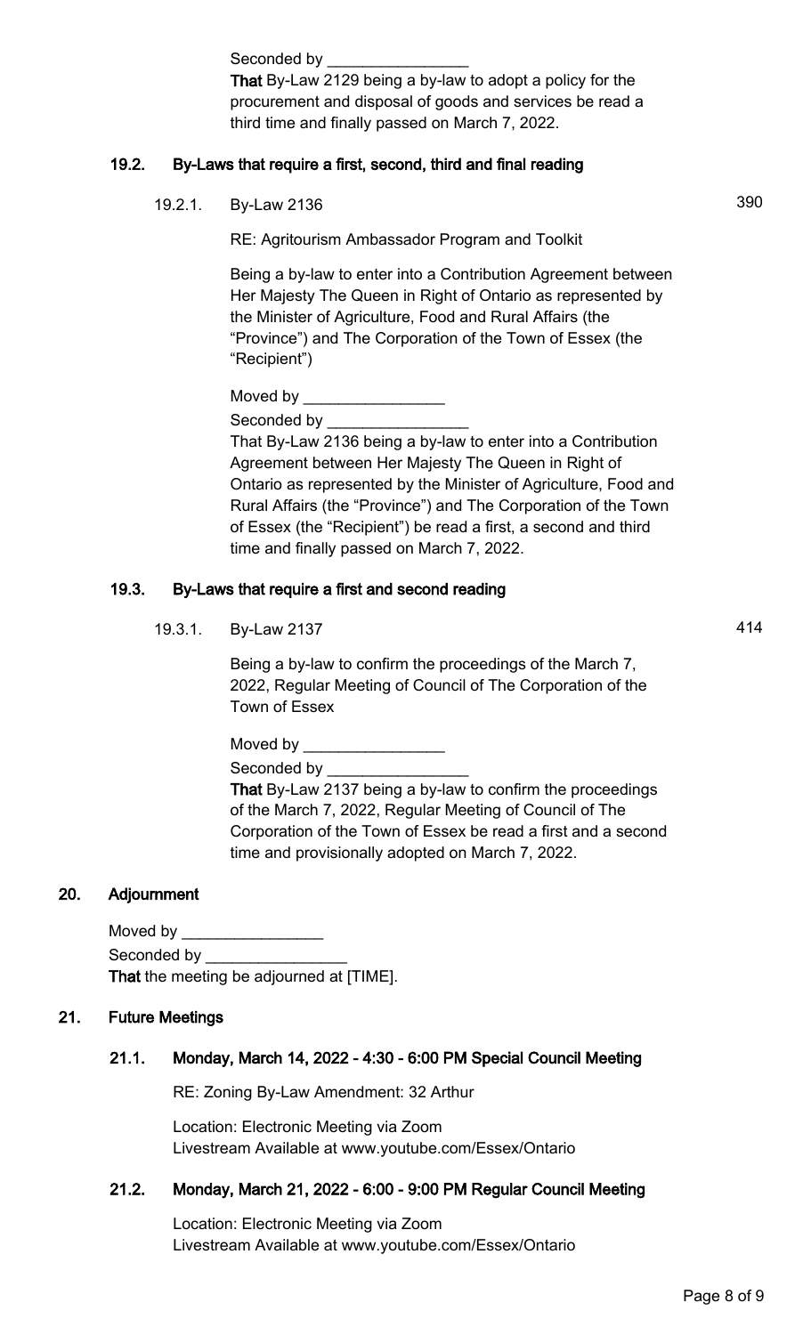Seconded by ________________

**That** By-Law 2129 being a by-law to adopt a policy for the procurement and disposal of goods and services be read a third time and finally passed on March 7, 2022.

### 19.2. By-Laws that require a first, second, third and final reading

19.2.1. By-Law 2136 — 390

RE: Agritourism Ambassador Program and Toolkit

Being a by-law to enter into a Contribution Agreement between Her Majesty The Queen in Right of Ontario as represented by the Minister of Agriculture, Food and Rural Affairs (the "Province") and The Corporation of the Town of Essex (the "Recipient")

Moved by ________________

Seconded by ________________

That By-Law 2136 being a by-law to enter into a Contribution Agreement between Her Majesty The Queen in Right of Ontario as represented by the Minister of Agriculture, Food and Rural Affairs (the "Province") and The Corporation of the Town of Essex (the "Recipient") be read a first, a second and third time and finally passed on March 7, 2022.

### 19.3. By-Laws that require a first and second reading

19.3.1. By-Law 2137 — 414

Being a by-law to confirm the proceedings of the March 7, 2022, Regular Meeting of Council of The Corporation of the Town of Essex

Moved by ________________

Seconded by ________________

**That** By-Law 2137 being a by-law to confirm the proceedings of the March 7, 2022, Regular Meeting of Council of The Corporation of the Town of Essex be read a first and a second time and provisionally adopted on March 7, 2022.

## 20. Adjournment

Moved by ________________

Seconded by ________________

**That** the meeting be adjourned at [TIME].

## 21. Future Meetings

### 21.1. Monday, March 14, 2022 - 4:30 - 6:00 PM Special Council Meeting

RE: Zoning By-Law Amendment: 32 Arthur

Location: Electronic Meeting via Zoom
Livestream Available at www.youtube.com/Essex/Ontario

### 21.2. Monday, March 21, 2022 - 6:00 - 9:00 PM Regular Council Meeting

Location: Electronic Meeting via Zoom
Livestream Available at www.youtube.com/Essex/Ontario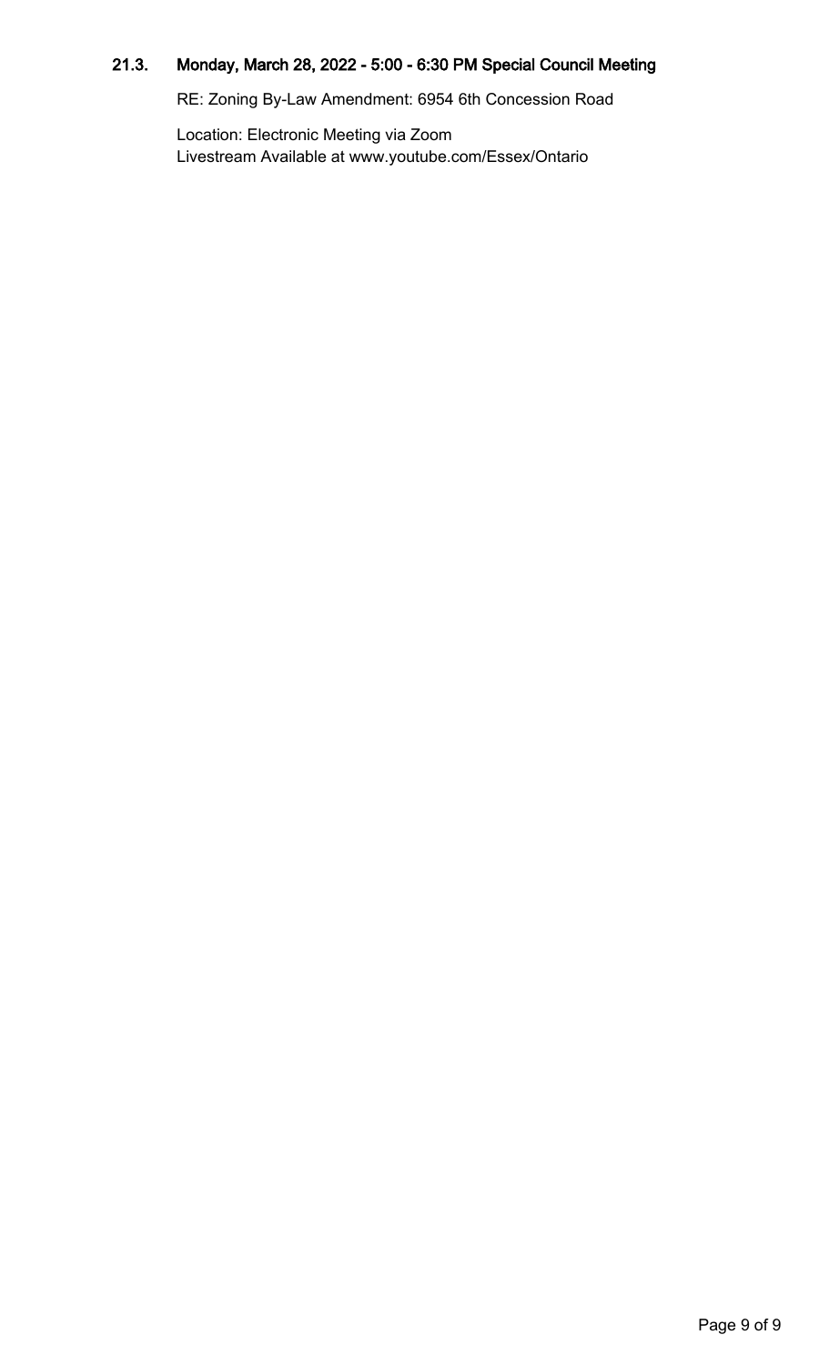### 21.3. Monday, March 28, 2022 - 5:00 - 6:30 PM Special Council Meeting

RE: Zoning By-Law Amendment: 6954 6th Concession Road

Location: Electronic Meeting via Zoom
Livestream Available at www.youtube.com/Essex/Ontario